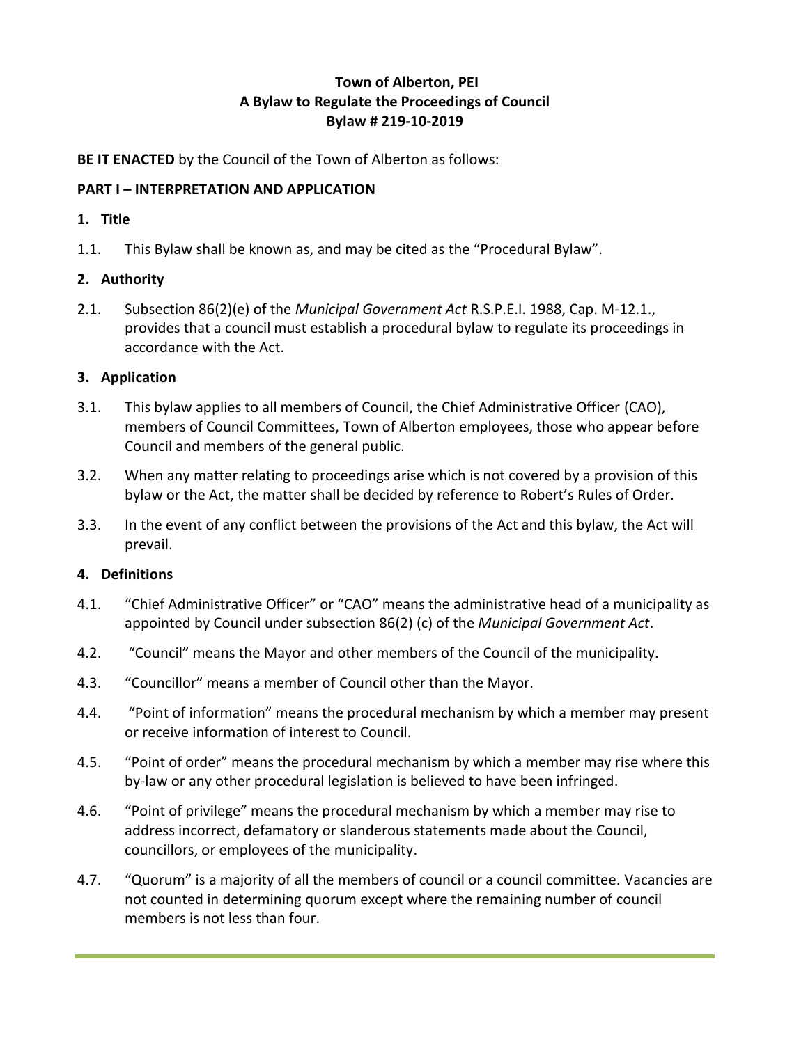**Town of Alberton, PEI**
**A Bylaw to Regulate the Proceedings of Council**
**Bylaw # 219-10-2019**

**BE IT ENACTED** by the Council of the Town of Alberton as follows:

## PART I – INTERPRETATION AND APPLICATION

### 1. Title

1.1. This Bylaw shall be known as, and may be cited as the "Procedural Bylaw".

### 2. Authority

2.1. Subsection 86(2)(e) of the *Municipal Government Act* R.S.P.E.I. 1988, Cap. M-12.1., provides that a council must establish a procedural bylaw to regulate its proceedings in accordance with the Act.

### 3. Application

3.1. This bylaw applies to all members of Council, the Chief Administrative Officer (CAO), members of Council Committees, Town of Alberton employees, those who appear before Council and members of the general public.

3.2. When any matter relating to proceedings arise which is not covered by a provision of this bylaw or the Act, the matter shall be decided by reference to Robert's Rules of Order.

3.3. In the event of any conflict between the provisions of the Act and this bylaw, the Act will prevail.

### 4. Definitions

4.1. "Chief Administrative Officer" or "CAO" means the administrative head of a municipality as appointed by Council under subsection 86(2) (c) of the *Municipal Government Act*.

4.2. "Council" means the Mayor and other members of the Council of the municipality.

4.3. "Councillor" means a member of Council other than the Mayor.

4.4. "Point of information" means the procedural mechanism by which a member may present or receive information of interest to Council.

4.5. "Point of order" means the procedural mechanism by which a member may rise where this by-law or any other procedural legislation is believed to have been infringed.

4.6. "Point of privilege" means the procedural mechanism by which a member may rise to address incorrect, defamatory or slanderous statements made about the Council, councillors, or employees of the municipality.

4.7. "Quorum" is a majority of all the members of council or a council committee. Vacancies are not counted in determining quorum except where the remaining number of council members is not less than four.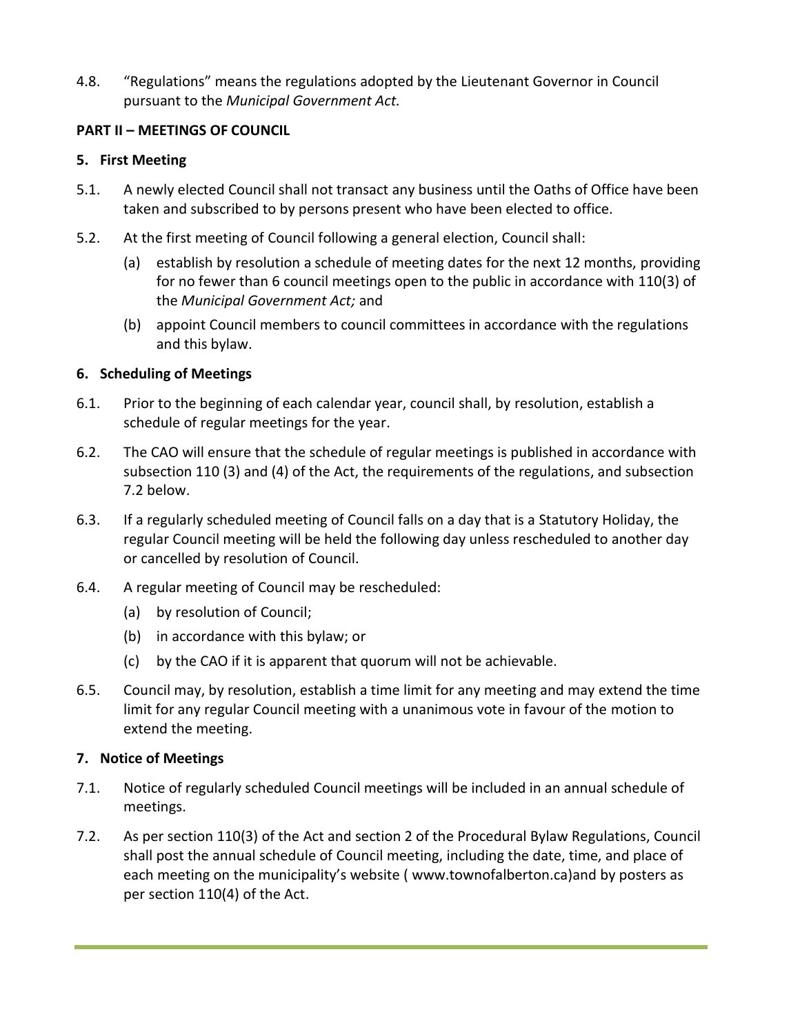4.8. "Regulations" means the regulations adopted by the Lieutenant Governor in Council pursuant to the *Municipal Government Act.*

**PART II – MEETINGS OF COUNCIL**

**5. First Meeting**

5.1. A newly elected Council shall not transact any business until the Oaths of Office have been taken and subscribed to by persons present who have been elected to office.

5.2. At the first meeting of Council following a general election, Council shall:

(a) establish by resolution a schedule of meeting dates for the next 12 months, providing for no fewer than 6 council meetings open to the public in accordance with 110(3) of the *Municipal Government Act;* and

(b) appoint Council members to council committees in accordance with the regulations and this bylaw.

**6. Scheduling of Meetings**

6.1. Prior to the beginning of each calendar year, council shall, by resolution, establish a schedule of regular meetings for the year.

6.2. The CAO will ensure that the schedule of regular meetings is published in accordance with subsection 110 (3) and (4) of the Act, the requirements of the regulations, and subsection 7.2 below.

6.3. If a regularly scheduled meeting of Council falls on a day that is a Statutory Holiday, the regular Council meeting will be held the following day unless rescheduled to another day or cancelled by resolution of Council.

6.4. A regular meeting of Council may be rescheduled:

(a) by resolution of Council;

(b) in accordance with this bylaw; or

(c) by the CAO if it is apparent that quorum will not be achievable.

6.5. Council may, by resolution, establish a time limit for any meeting and may extend the time limit for any regular Council meeting with a unanimous vote in favour of the motion to extend the meeting.

**7. Notice of Meetings**

7.1. Notice of regularly scheduled Council meetings will be included in an annual schedule of meetings.

7.2. As per section 110(3) of the Act and section 2 of the Procedural Bylaw Regulations, Council shall post the annual schedule of Council meeting, including the date, time, and place of each meeting on the municipality's website ( www.townofalberton.ca)and by posters as per section 110(4) of the Act.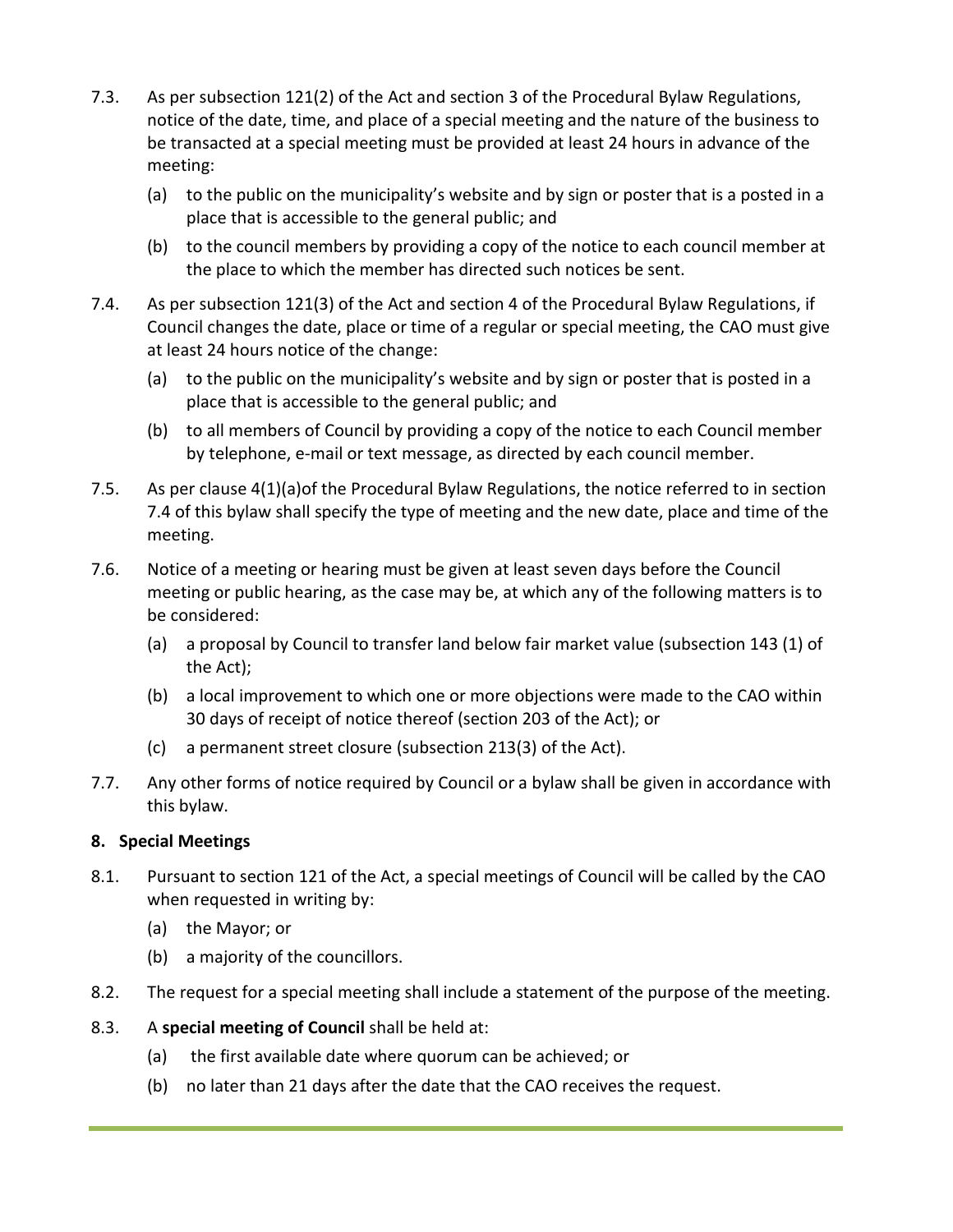7.3. As per subsection 121(2) of the Act and section 3 of the Procedural Bylaw Regulations, notice of the date, time, and place of a special meeting and the nature of the business to be transacted at a special meeting must be provided at least 24 hours in advance of the meeting:

   (a) to the public on the municipality's website and by sign or poster that is a posted in a place that is accessible to the general public; and

   (b) to the council members by providing a copy of the notice to each council member at the place to which the member has directed such notices be sent.

7.4. As per subsection 121(3) of the Act and section 4 of the Procedural Bylaw Regulations, if Council changes the date, place or time of a regular or special meeting, the CAO must give at least 24 hours notice of the change:

   (a) to the public on the municipality's website and by sign or poster that is posted in a place that is accessible to the general public; and

   (b) to all members of Council by providing a copy of the notice to each Council member by telephone, e-mail or text message, as directed by each council member.

7.5. As per clause 4(1)(a)of the Procedural Bylaw Regulations, the notice referred to in section 7.4 of this bylaw shall specify the type of meeting and the new date, place and time of the meeting.

7.6. Notice of a meeting or hearing must be given at least seven days before the Council meeting or public hearing, as the case may be, at which any of the following matters is to be considered:

   (a) a proposal by Council to transfer land below fair market value (subsection 143 (1) of the Act);

   (b) a local improvement to which one or more objections were made to the CAO within 30 days of receipt of notice thereof (section 203 of the Act); or

   (c) a permanent street closure (subsection 213(3) of the Act).

7.7. Any other forms of notice required by Council or a bylaw shall be given in accordance with this bylaw.

## 8. Special Meetings

8.1. Pursuant to section 121 of the Act, a special meetings of Council will be called by the CAO when requested in writing by:

   (a) the Mayor; or

   (b) a majority of the councillors.

8.2. The request for a special meeting shall include a statement of the purpose of the meeting.

8.3. A **special meeting of Council** shall be held at:

   (a) the first available date where quorum can be achieved; or

   (b) no later than 21 days after the date that the CAO receives the request.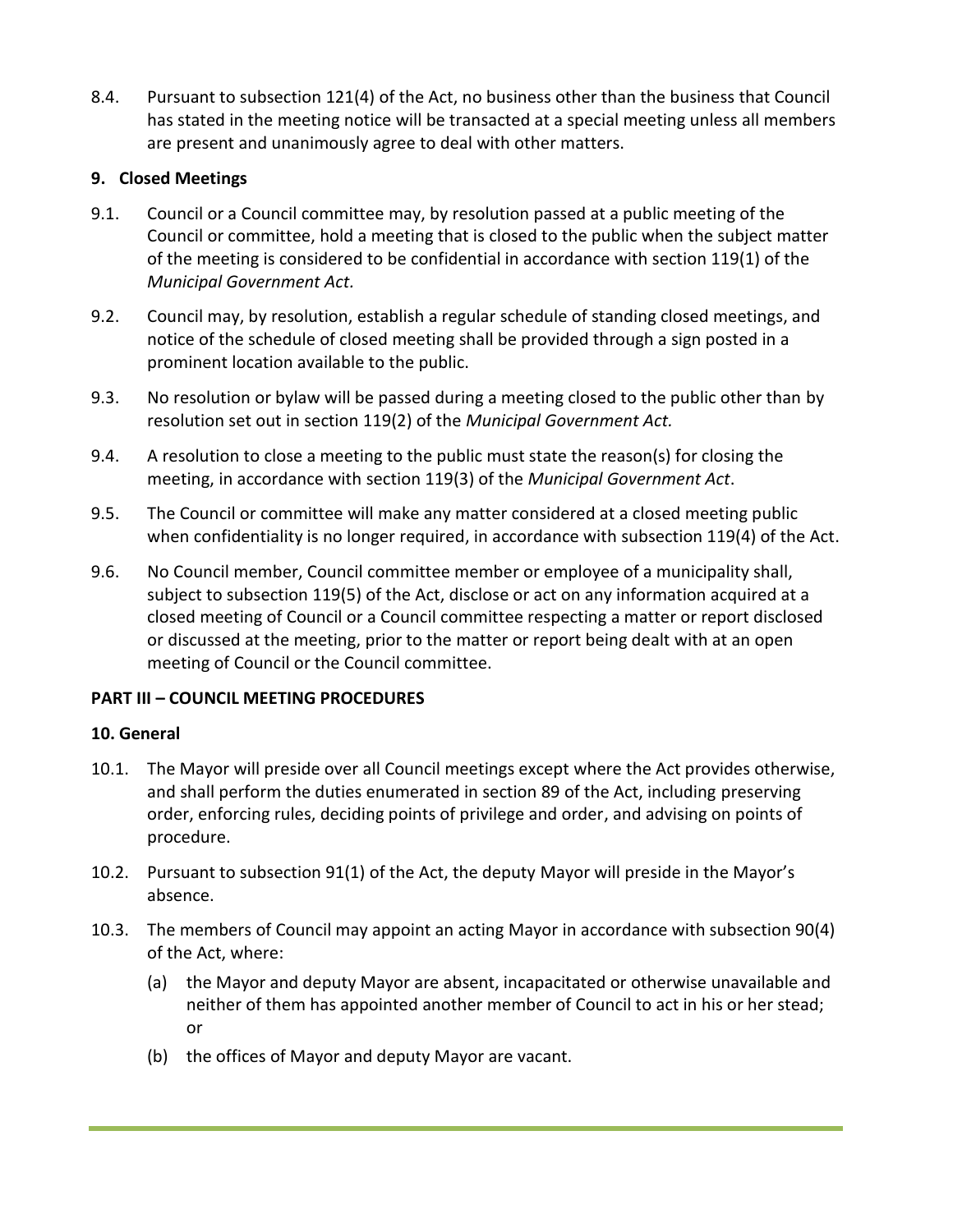8.4. Pursuant to subsection 121(4) of the Act, no business other than the business that Council has stated in the meeting notice will be transacted at a special meeting unless all members are present and unanimously agree to deal with other matters.

## 9. Closed Meetings

9.1. Council or a Council committee may, by resolution passed at a public meeting of the Council or committee, hold a meeting that is closed to the public when the subject matter of the meeting is considered to be confidential in accordance with section 119(1) of the *Municipal Government Act.*

9.2. Council may, by resolution, establish a regular schedule of standing closed meetings, and notice of the schedule of closed meeting shall be provided through a sign posted in a prominent location available to the public.

9.3. No resolution or bylaw will be passed during a meeting closed to the public other than by resolution set out in section 119(2) of the *Municipal Government Act.*

9.4. A resolution to close a meeting to the public must state the reason(s) for closing the meeting, in accordance with section 119(3) of the *Municipal Government Act*.

9.5. The Council or committee will make any matter considered at a closed meeting public when confidentiality is no longer required, in accordance with subsection 119(4) of the Act.

9.6. No Council member, Council committee member or employee of a municipality shall, subject to subsection 119(5) of the Act, disclose or act on any information acquired at a closed meeting of Council or a Council committee respecting a matter or report disclosed or discussed at the meeting, prior to the matter or report being dealt with at an open meeting of Council or the Council committee.

# PART III – COUNCIL MEETING PROCEDURES

## 10. General

10.1. The Mayor will preside over all Council meetings except where the Act provides otherwise, and shall perform the duties enumerated in section 89 of the Act, including preserving order, enforcing rules, deciding points of privilege and order, and advising on points of procedure.

10.2. Pursuant to subsection 91(1) of the Act, the deputy Mayor will preside in the Mayor's absence.

10.3. The members of Council may appoint an acting Mayor in accordance with subsection 90(4) of the Act, where:

(a) the Mayor and deputy Mayor are absent, incapacitated or otherwise unavailable and neither of them has appointed another member of Council to act in his or her stead; or

(b) the offices of Mayor and deputy Mayor are vacant.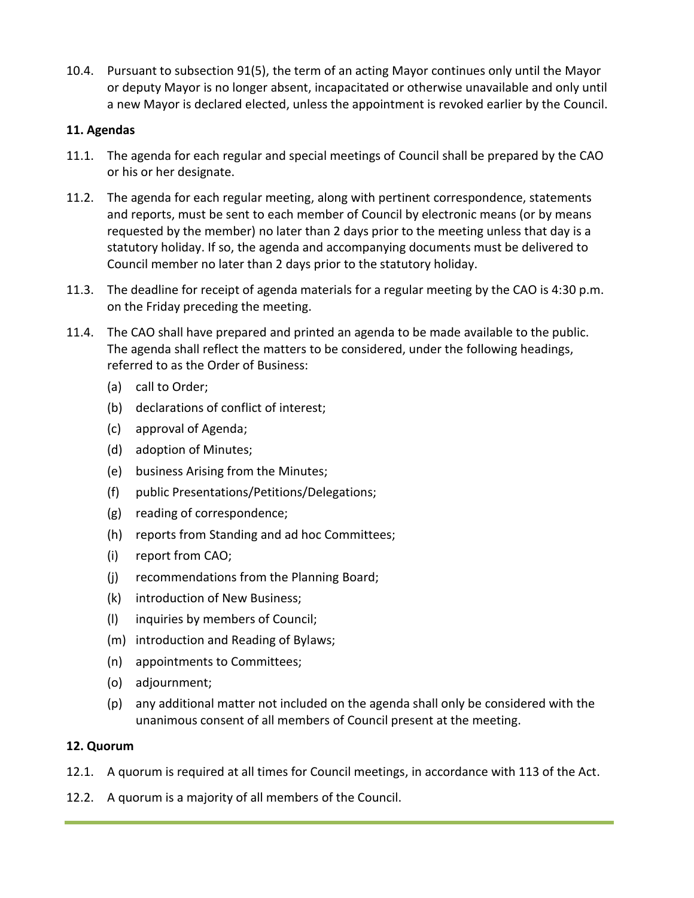10.4. Pursuant to subsection 91(5), the term of an acting Mayor continues only until the Mayor or deputy Mayor is no longer absent, incapacitated or otherwise unavailable and only until a new Mayor is declared elected, unless the appointment is revoked earlier by the Council.

**11. Agendas**

11.1. The agenda for each regular and special meetings of Council shall be prepared by the CAO or his or her designate.

11.2. The agenda for each regular meeting, along with pertinent correspondence, statements and reports, must be sent to each member of Council by electronic means (or by means requested by the member) no later than 2 days prior to the meeting unless that day is a statutory holiday. If so, the agenda and accompanying documents must be delivered to Council member no later than 2 days prior to the statutory holiday.

11.3. The deadline for receipt of agenda materials for a regular meeting by the CAO is 4:30 p.m. on the Friday preceding the meeting.

11.4. The CAO shall have prepared and printed an agenda to be made available to the public. The agenda shall reflect the matters to be considered, under the following headings, referred to as the Order of Business:

- (a) call to Order;
- (b) declarations of conflict of interest;
- (c) approval of Agenda;
- (d) adoption of Minutes;
- (e) business Arising from the Minutes;
- (f) public Presentations/Petitions/Delegations;
- (g) reading of correspondence;
- (h) reports from Standing and ad hoc Committees;
- (i) report from CAO;
- (j) recommendations from the Planning Board;
- (k) introduction of New Business;
- (l) inquiries by members of Council;
- (m) introduction and Reading of Bylaws;
- (n) appointments to Committees;
- (o) adjournment;
- (p) any additional matter not included on the agenda shall only be considered with the unanimous consent of all members of Council present at the meeting.

**12. Quorum**

12.1. A quorum is required at all times for Council meetings, in accordance with 113 of the Act.

12.2. A quorum is a majority of all members of the Council.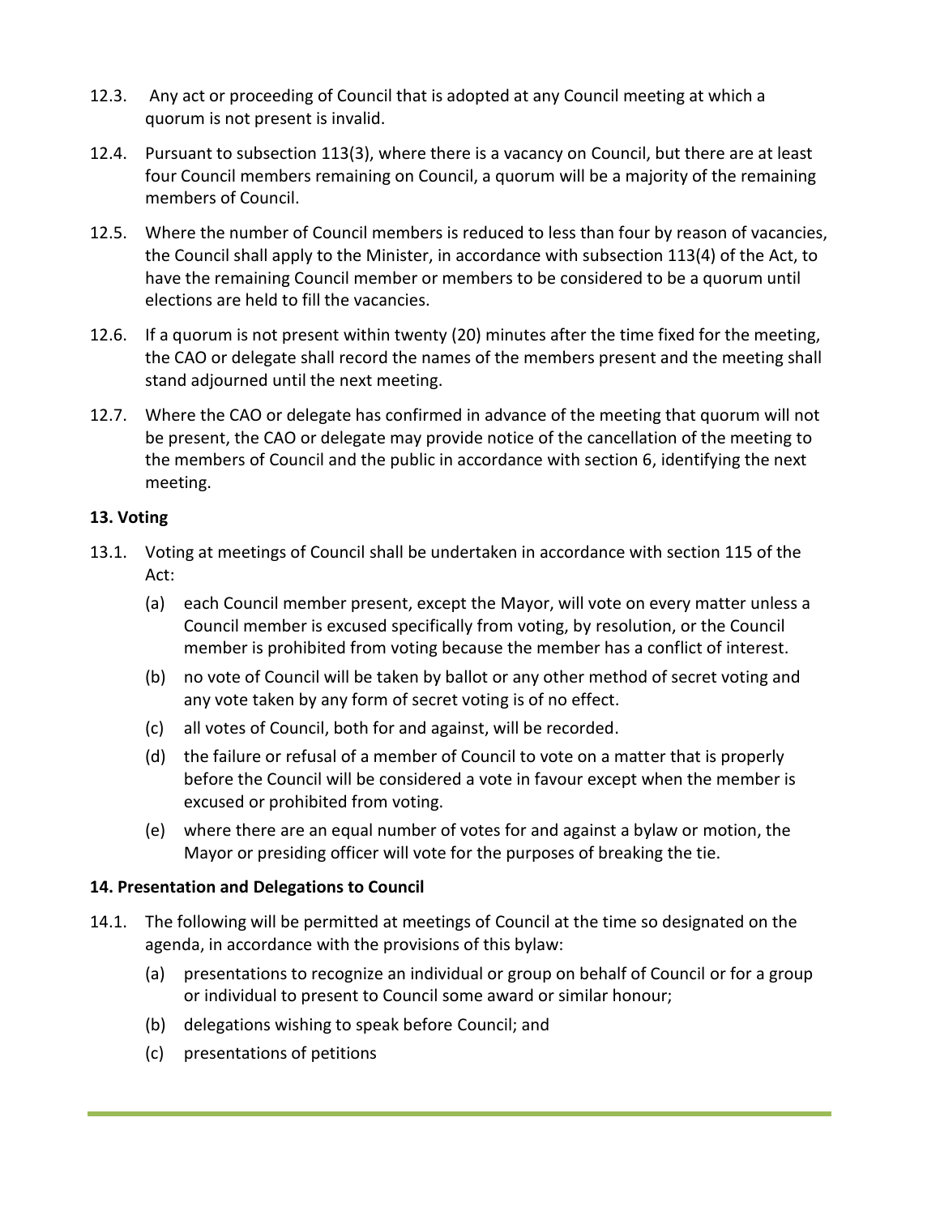12.3. Any act or proceeding of Council that is adopted at any Council meeting at which a quorum is not present is invalid.

12.4. Pursuant to subsection 113(3), where there is a vacancy on Council, but there are at least four Council members remaining on Council, a quorum will be a majority of the remaining members of Council.

12.5. Where the number of Council members is reduced to less than four by reason of vacancies, the Council shall apply to the Minister, in accordance with subsection 113(4) of the Act, to have the remaining Council member or members to be considered to be a quorum until elections are held to fill the vacancies.

12.6. If a quorum is not present within twenty (20) minutes after the time fixed for the meeting, the CAO or delegate shall record the names of the members present and the meeting shall stand adjourned until the next meeting.

12.7. Where the CAO or delegate has confirmed in advance of the meeting that quorum will not be present, the CAO or delegate may provide notice of the cancellation of the meeting to the members of Council and the public in accordance with section 6, identifying the next meeting.

**13. Voting**

13.1. Voting at meetings of Council shall be undertaken in accordance with section 115 of the Act:

(a) each Council member present, except the Mayor, will vote on every matter unless a Council member is excused specifically from voting, by resolution, or the Council member is prohibited from voting because the member has a conflict of interest.

(b) no vote of Council will be taken by ballot or any other method of secret voting and any vote taken by any form of secret voting is of no effect.

(c) all votes of Council, both for and against, will be recorded.

(d) the failure or refusal of a member of Council to vote on a matter that is properly before the Council will be considered a vote in favour except when the member is excused or prohibited from voting.

(e) where there are an equal number of votes for and against a bylaw or motion, the Mayor or presiding officer will vote for the purposes of breaking the tie.

**14. Presentation and Delegations to Council**

14.1. The following will be permitted at meetings of Council at the time so designated on the agenda, in accordance with the provisions of this bylaw:

(a) presentations to recognize an individual or group on behalf of Council or for a group or individual to present to Council some award or similar honour;

(b) delegations wishing to speak before Council; and

(c) presentations of petitions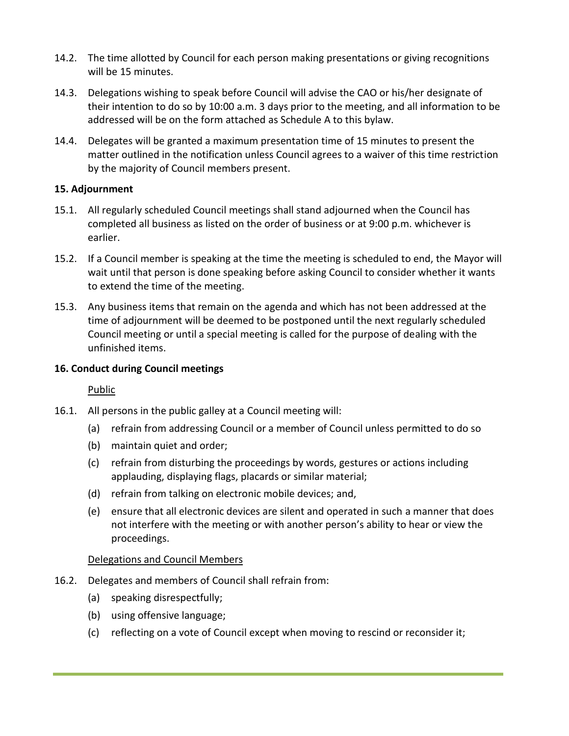14.2. The time allotted by Council for each person making presentations or giving recognitions will be 15 minutes.

14.3. Delegations wishing to speak before Council will advise the CAO or his/her designate of their intention to do so by 10:00 a.m. 3 days prior to the meeting, and all information to be addressed will be on the form attached as Schedule A to this bylaw.

14.4. Delegates will be granted a maximum presentation time of 15 minutes to present the matter outlined in the notification unless Council agrees to a waiver of this time restriction by the majority of Council members present.

**15. Adjournment**

15.1. All regularly scheduled Council meetings shall stand adjourned when the Council has completed all business as listed on the order of business or at 9:00 p.m. whichever is earlier.

15.2. If a Council member is speaking at the time the meeting is scheduled to end, the Mayor will wait until that person is done speaking before asking Council to consider whether it wants to extend the time of the meeting.

15.3. Any business items that remain on the agenda and which has not been addressed at the time of adjournment will be deemed to be postponed until the next regularly scheduled Council meeting or until a special meeting is called for the purpose of dealing with the unfinished items.

**16. Conduct during Council meetings**

Public

16.1. All persons in the public galley at a Council meeting will:

- (a) refrain from addressing Council or a member of Council unless permitted to do so
- (b) maintain quiet and order;
- (c) refrain from disturbing the proceedings by words, gestures or actions including applauding, displaying flags, placards or similar material;
- (d) refrain from talking on electronic mobile devices; and,
- (e) ensure that all electronic devices are silent and operated in such a manner that does not interfere with the meeting or with another person's ability to hear or view the proceedings.

Delegations and Council Members

16.2. Delegates and members of Council shall refrain from:

- (a) speaking disrespectfully;
- (b) using offensive language;
- (c) reflecting on a vote of Council except when moving to rescind or reconsider it;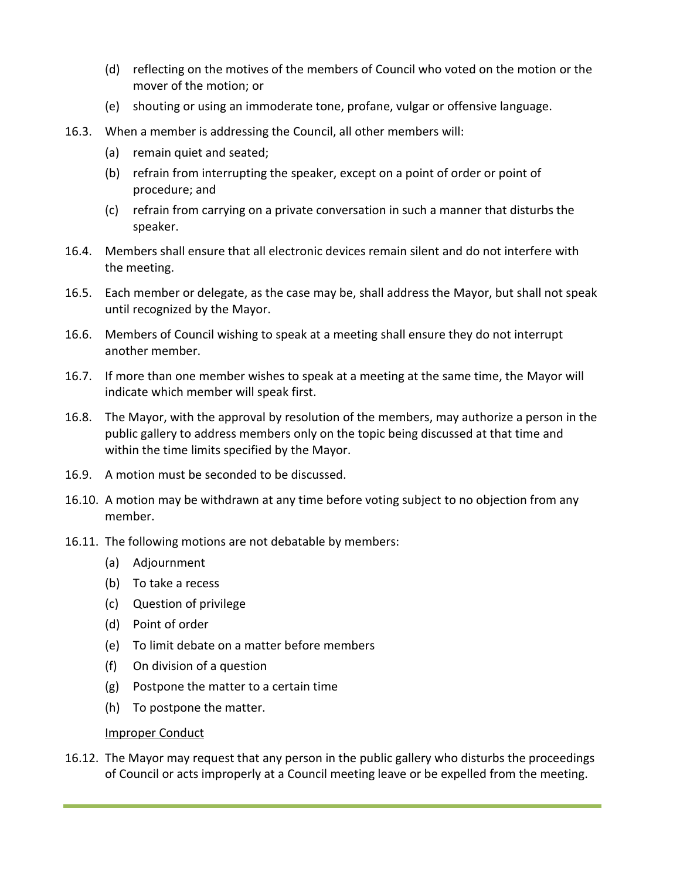(d) reflecting on the motives of the members of Council who voted on the motion or the mover of the motion; or

(e) shouting or using an immoderate tone, profane, vulgar or offensive language.

16.3. When a member is addressing the Council, all other members will:

(a) remain quiet and seated;

(b) refrain from interrupting the speaker, except on a point of order or point of procedure; and

(c) refrain from carrying on a private conversation in such a manner that disturbs the speaker.

16.4. Members shall ensure that all electronic devices remain silent and do not interfere with the meeting.

16.5. Each member or delegate, as the case may be, shall address the Mayor, but shall not speak until recognized by the Mayor.

16.6. Members of Council wishing to speak at a meeting shall ensure they do not interrupt another member.

16.7. If more than one member wishes to speak at a meeting at the same time, the Mayor will indicate which member will speak first.

16.8. The Mayor, with the approval by resolution of the members, may authorize a person in the public gallery to address members only on the topic being discussed at that time and within the time limits specified by the Mayor.

16.9. A motion must be seconded to be discussed.

16.10. A motion may be withdrawn at any time before voting subject to no objection from any member.

16.11. The following motions are not debatable by members:

(a) Adjournment

(b) To take a recess

(c) Question of privilege

(d) Point of order

(e) To limit debate on a matter before members

(f) On division of a question

(g) Postpone the matter to a certain time

(h) To postpone the matter.

<u>Improper Conduct</u>

16.12. The Mayor may request that any person in the public gallery who disturbs the proceedings of Council or acts improperly at a Council meeting leave or be expelled from the meeting.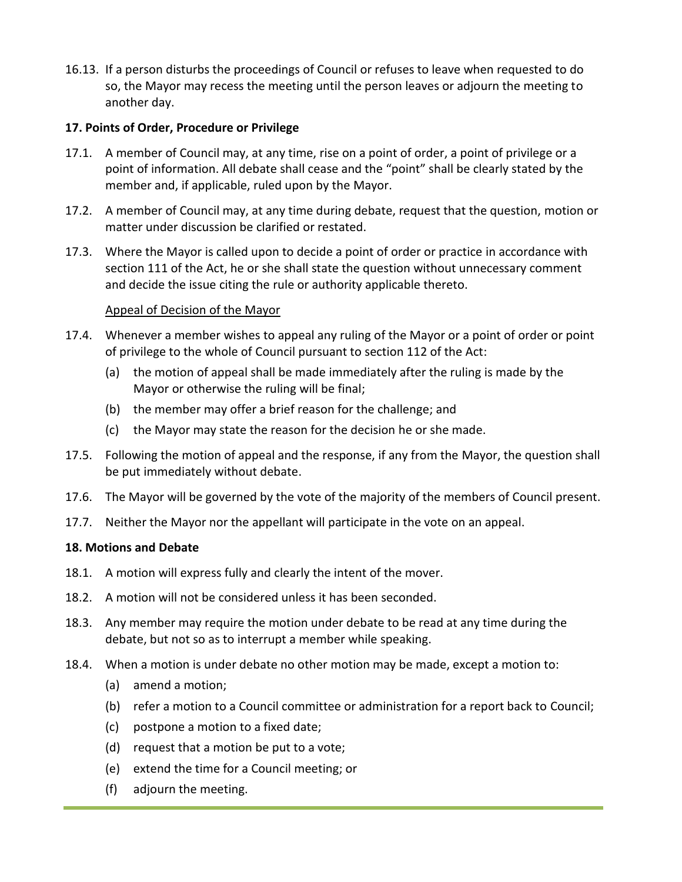16.13. If a person disturbs the proceedings of Council or refuses to leave when requested to do so, the Mayor may recess the meeting until the person leaves or adjourn the meeting to another day.

**17. Points of Order, Procedure or Privilege**

17.1. A member of Council may, at any time, rise on a point of order, a point of privilege or a point of information. All debate shall cease and the "point" shall be clearly stated by the member and, if applicable, ruled upon by the Mayor.

17.2. A member of Council may, at any time during debate, request that the question, motion or matter under discussion be clarified or restated.

17.3. Where the Mayor is called upon to decide a point of order or practice in accordance with section 111 of the Act, he or she shall state the question without unnecessary comment and decide the issue citing the rule or authority applicable thereto.

<u>Appeal of Decision of the Mayor</u>

17.4. Whenever a member wishes to appeal any ruling of the Mayor or a point of order or point of privilege to the whole of Council pursuant to section 112 of the Act:

(a) the motion of appeal shall be made immediately after the ruling is made by the Mayor or otherwise the ruling will be final;

(b) the member may offer a brief reason for the challenge; and

(c) the Mayor may state the reason for the decision he or she made.

17.5. Following the motion of appeal and the response, if any from the Mayor, the question shall be put immediately without debate.

17.6. The Mayor will be governed by the vote of the majority of the members of Council present.

17.7. Neither the Mayor nor the appellant will participate in the vote on an appeal.

**18. Motions and Debate**

18.1. A motion will express fully and clearly the intent of the mover.

18.2. A motion will not be considered unless it has been seconded.

18.3. Any member may require the motion under debate to be read at any time during the debate, but not so as to interrupt a member while speaking.

18.4. When a motion is under debate no other motion may be made, except a motion to:

(a) amend a motion;

(b) refer a motion to a Council committee or administration for a report back to Council;

(c) postpone a motion to a fixed date;

(d) request that a motion be put to a vote;

(e) extend the time for a Council meeting; or

(f) adjourn the meeting.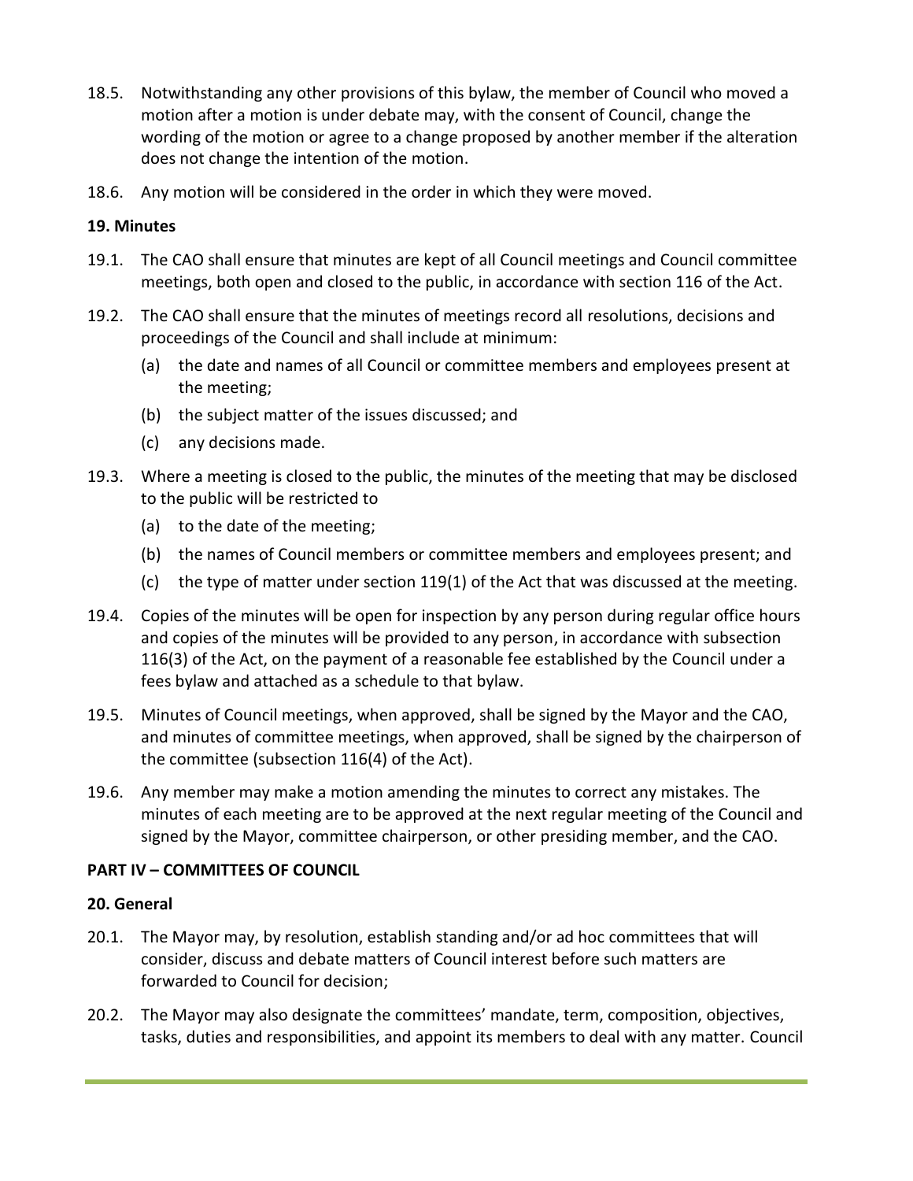18.5. Notwithstanding any other provisions of this bylaw, the member of Council who moved a motion after a motion is under debate may, with the consent of Council, change the wording of the motion or agree to a change proposed by another member if the alteration does not change the intention of the motion.

18.6. Any motion will be considered in the order in which they were moved.

**19. Minutes**

19.1. The CAO shall ensure that minutes are kept of all Council meetings and Council committee meetings, both open and closed to the public, in accordance with section 116 of the Act.

19.2. The CAO shall ensure that the minutes of meetings record all resolutions, decisions and proceedings of the Council and shall include at minimum:

- (a) the date and names of all Council or committee members and employees present at the meeting;
- (b) the subject matter of the issues discussed; and
- (c) any decisions made.

19.3. Where a meeting is closed to the public, the minutes of the meeting that may be disclosed to the public will be restricted to

- (a) to the date of the meeting;
- (b) the names of Council members or committee members and employees present; and
- (c) the type of matter under section 119(1) of the Act that was discussed at the meeting.

19.4. Copies of the minutes will be open for inspection by any person during regular office hours and copies of the minutes will be provided to any person, in accordance with subsection 116(3) of the Act, on the payment of a reasonable fee established by the Council under a fees bylaw and attached as a schedule to that bylaw.

19.5. Minutes of Council meetings, when approved, shall be signed by the Mayor and the CAO, and minutes of committee meetings, when approved, shall be signed by the chairperson of the committee (subsection 116(4) of the Act).

19.6. Any member may make a motion amending the minutes to correct any mistakes. The minutes of each meeting are to be approved at the next regular meeting of the Council and signed by the Mayor, committee chairperson, or other presiding member, and the CAO.

**PART IV – COMMITTEES OF COUNCIL**

**20. General**

20.1. The Mayor may, by resolution, establish standing and/or ad hoc committees that will consider, discuss and debate matters of Council interest before such matters are forwarded to Council for decision;

20.2. The Mayor may also designate the committees' mandate, term, composition, objectives, tasks, duties and responsibilities, and appoint its members to deal with any matter. Council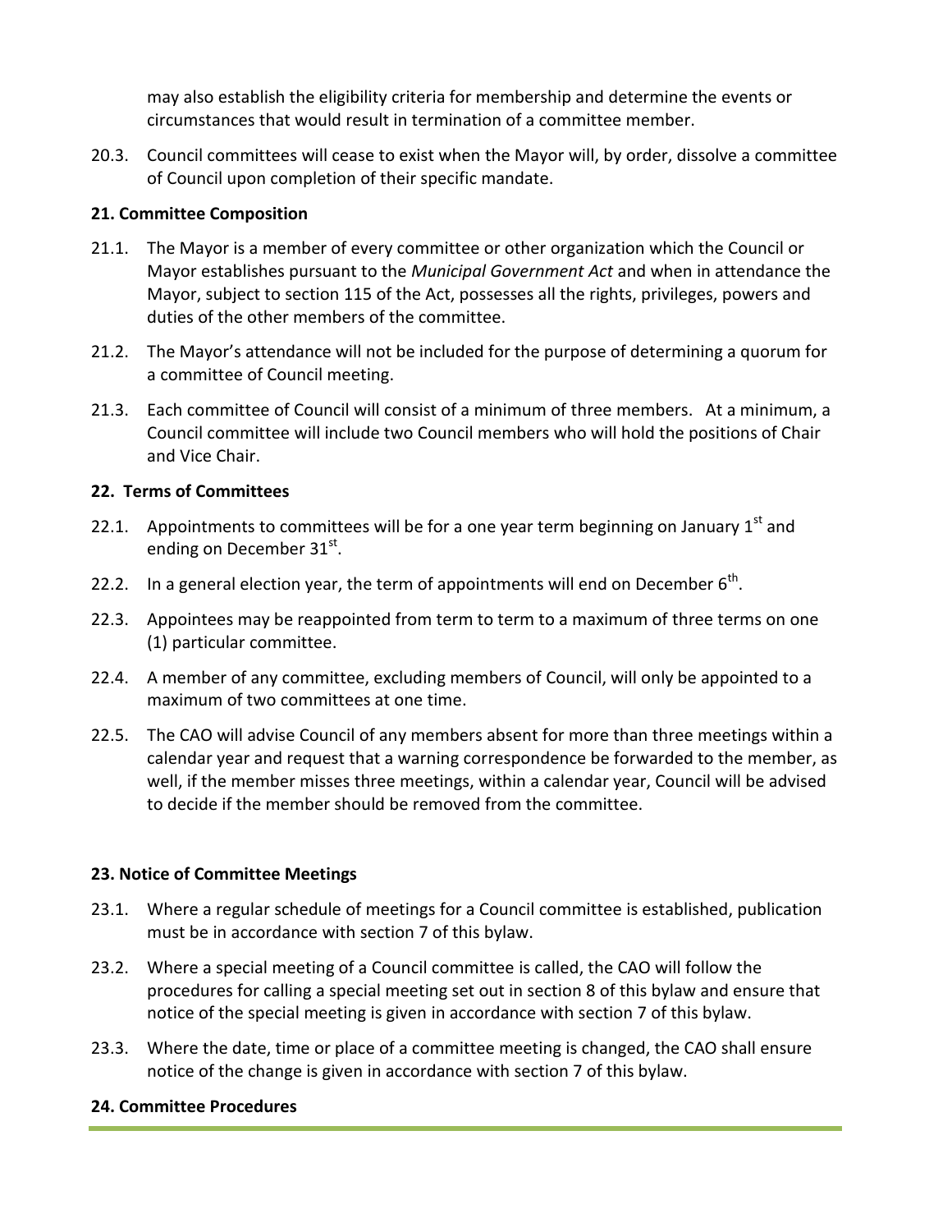may also establish the eligibility criteria for membership and determine the events or circumstances that would result in termination of a committee member.

20.3. Council committees will cease to exist when the Mayor will, by order, dissolve a committee of Council upon completion of their specific mandate.

**21. Committee Composition**

21.1. The Mayor is a member of every committee or other organization which the Council or Mayor establishes pursuant to the *Municipal Government Act* and when in attendance the Mayor, subject to section 115 of the Act, possesses all the rights, privileges, powers and duties of the other members of the committee.

21.2. The Mayor's attendance will not be included for the purpose of determining a quorum for a committee of Council meeting.

21.3. Each committee of Council will consist of a minimum of three members. At a minimum, a Council committee will include two Council members who will hold the positions of Chair and Vice Chair.

**22. Terms of Committees**

22.1. Appointments to committees will be for a one year term beginning on January 1st and ending on December 31st.

22.2. In a general election year, the term of appointments will end on December 6th.

22.3. Appointees may be reappointed from term to term to a maximum of three terms on one (1) particular committee.

22.4. A member of any committee, excluding members of Council, will only be appointed to a maximum of two committees at one time.

22.5. The CAO will advise Council of any members absent for more than three meetings within a calendar year and request that a warning correspondence be forwarded to the member, as well, if the member misses three meetings, within a calendar year, Council will be advised to decide if the member should be removed from the committee.

**23. Notice of Committee Meetings**

23.1. Where a regular schedule of meetings for a Council committee is established, publication must be in accordance with section 7 of this bylaw.

23.2. Where a special meeting of a Council committee is called, the CAO will follow the procedures for calling a special meeting set out in section 8 of this bylaw and ensure that notice of the special meeting is given in accordance with section 7 of this bylaw.

23.3. Where the date, time or place of a committee meeting is changed, the CAO shall ensure notice of the change is given in accordance with section 7 of this bylaw.

**24. Committee Procedures**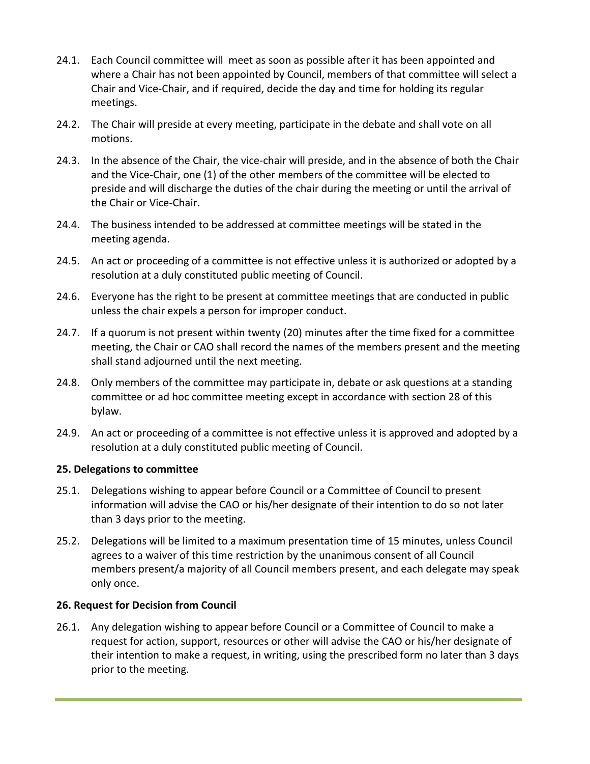24.1. Each Council committee will meet as soon as possible after it has been appointed and where a Chair has not been appointed by Council, members of that committee will select a Chair and Vice-Chair, and if required, decide the day and time for holding its regular meetings.

24.2. The Chair will preside at every meeting, participate in the debate and shall vote on all motions.

24.3. In the absence of the Chair, the vice-chair will preside, and in the absence of both the Chair and the Vice-Chair, one (1) of the other members of the committee will be elected to preside and will discharge the duties of the chair during the meeting or until the arrival of the Chair or Vice-Chair.

24.4. The business intended to be addressed at committee meetings will be stated in the meeting agenda.

24.5. An act or proceeding of a committee is not effective unless it is authorized or adopted by a resolution at a duly constituted public meeting of Council.

24.6. Everyone has the right to be present at committee meetings that are conducted in public unless the chair expels a person for improper conduct.

24.7. If a quorum is not present within twenty (20) minutes after the time fixed for a committee meeting, the Chair or CAO shall record the names of the members present and the meeting shall stand adjourned until the next meeting.

24.8. Only members of the committee may participate in, debate or ask questions at a standing committee or ad hoc committee meeting except in accordance with section 28 of this bylaw.

24.9. An act or proceeding of a committee is not effective unless it is approved and adopted by a resolution at a duly constituted public meeting of Council.

**25. Delegations to committee**

25.1. Delegations wishing to appear before Council or a Committee of Council to present information will advise the CAO or his/her designate of their intention to do so not later than 3 days prior to the meeting.

25.2. Delegations will be limited to a maximum presentation time of 15 minutes, unless Council agrees to a waiver of this time restriction by the unanimous consent of all Council members present/a majority of all Council members present, and each delegate may speak only once.

**26. Request for Decision from Council**

26.1. Any delegation wishing to appear before Council or a Committee of Council to make a request for action, support, resources or other will advise the CAO or his/her designate of their intention to make a request, in writing, using the prescribed form no later than 3 days prior to the meeting.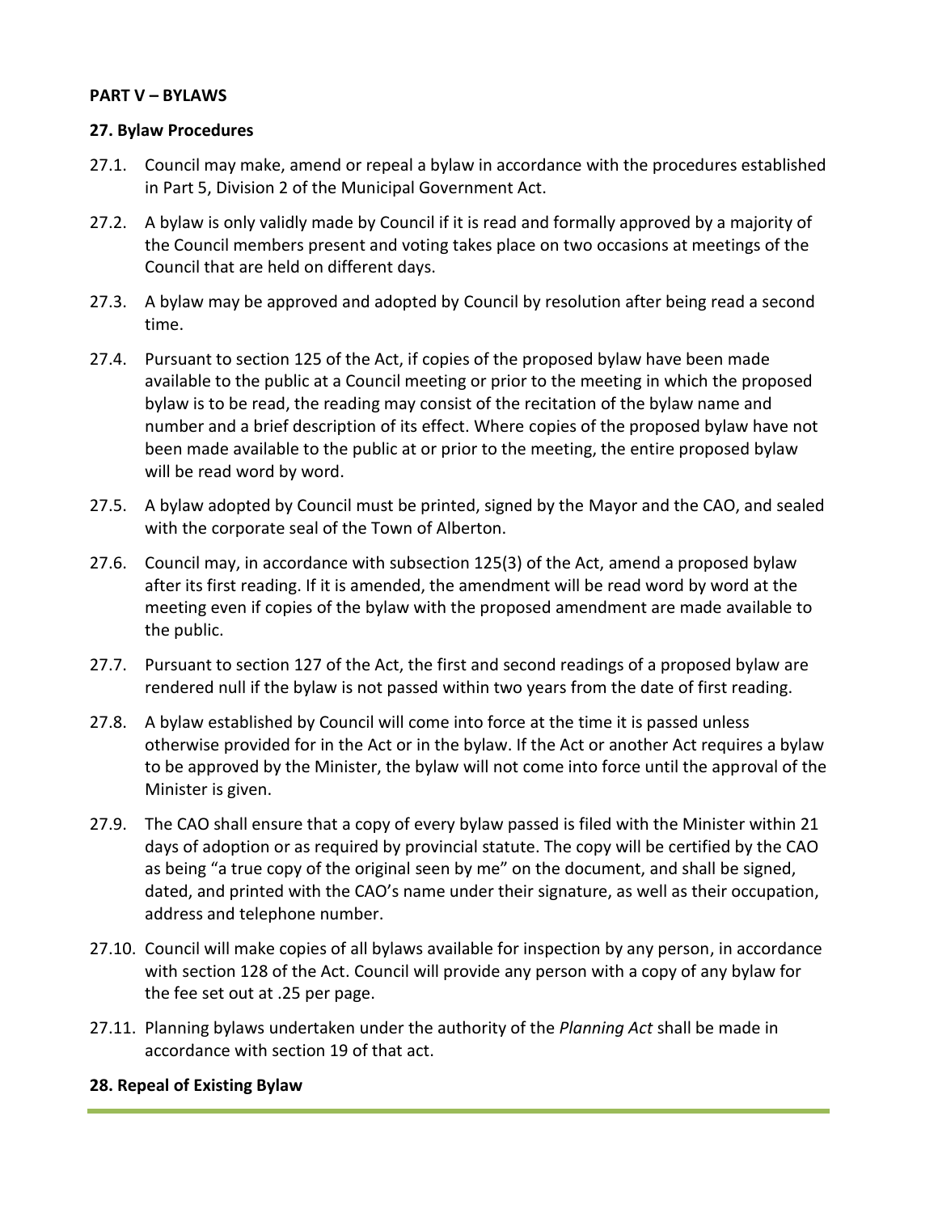**PART V – BYLAWS**

**27. Bylaw Procedures**

27.1. Council may make, amend or repeal a bylaw in accordance with the procedures established in Part 5, Division 2 of the Municipal Government Act.

27.2. A bylaw is only validly made by Council if it is read and formally approved by a majority of the Council members present and voting takes place on two occasions at meetings of the Council that are held on different days.

27.3. A bylaw may be approved and adopted by Council by resolution after being read a second time.

27.4. Pursuant to section 125 of the Act, if copies of the proposed bylaw have been made available to the public at a Council meeting or prior to the meeting in which the proposed bylaw is to be read, the reading may consist of the recitation of the bylaw name and number and a brief description of its effect. Where copies of the proposed bylaw have not been made available to the public at or prior to the meeting, the entire proposed bylaw will be read word by word.

27.5. A bylaw adopted by Council must be printed, signed by the Mayor and the CAO, and sealed with the corporate seal of the Town of Alberton.

27.6. Council may, in accordance with subsection 125(3) of the Act, amend a proposed bylaw after its first reading. If it is amended, the amendment will be read word by word at the meeting even if copies of the bylaw with the proposed amendment are made available to the public.

27.7. Pursuant to section 127 of the Act, the first and second readings of a proposed bylaw are rendered null if the bylaw is not passed within two years from the date of first reading.

27.8. A bylaw established by Council will come into force at the time it is passed unless otherwise provided for in the Act or in the bylaw. If the Act or another Act requires a bylaw to be approved by the Minister, the bylaw will not come into force until the approval of the Minister is given.

27.9. The CAO shall ensure that a copy of every bylaw passed is filed with the Minister within 21 days of adoption or as required by provincial statute. The copy will be certified by the CAO as being "a true copy of the original seen by me" on the document, and shall be signed, dated, and printed with the CAO's name under their signature, as well as their occupation, address and telephone number.

27.10. Council will make copies of all bylaws available for inspection by any person, in accordance with section 128 of the Act. Council will provide any person with a copy of any bylaw for the fee set out at .25 per page.

27.11. Planning bylaws undertaken under the authority of the *Planning Act* shall be made in accordance with section 19 of that act.

**28. Repeal of Existing Bylaw**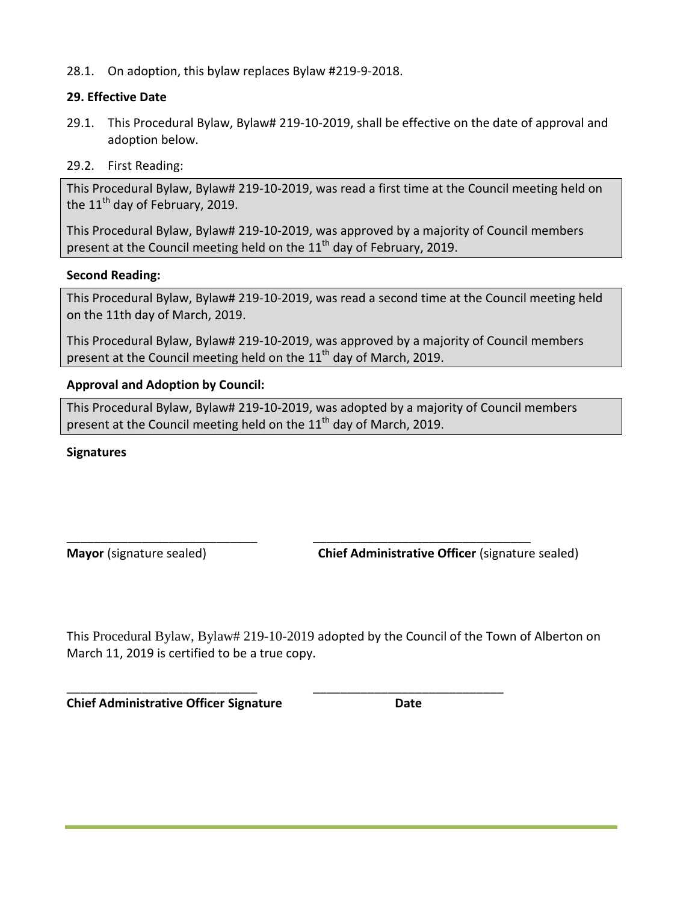28.1. On adoption, this bylaw replaces Bylaw #219-9-2018.

**29. Effective Date**

29.1. This Procedural Bylaw, Bylaw# 219-10-2019, shall be effective on the date of approval and adoption below.

29.2. First Reading:

This Procedural Bylaw, Bylaw# 219-10-2019, was read a first time at the Council meeting held on the 11th day of February, 2019.

This Procedural Bylaw, Bylaw# 219-10-2019, was approved by a majority of Council members present at the Council meeting held on the 11th day of February, 2019.

**Second Reading:**

This Procedural Bylaw, Bylaw# 219-10-2019, was read a second time at the Council meeting held on the 11th day of March, 2019.

This Procedural Bylaw, Bylaw# 219-10-2019, was approved by a majority of Council members present at the Council meeting held on the 11th day of March, 2019.

**Approval and Adoption by Council:**

This Procedural Bylaw, Bylaw# 219-10-2019, was adopted by a majority of Council members present at the Council meeting held on the 11th day of March, 2019.

**Signatures**

____________________________ ________________________________

**Mayor** (signature sealed) **Chief Administrative Officer** (signature sealed)

This Procedural Bylaw, Bylaw# 219-10-2019 adopted by the Council of the Town of Alberton on March 11, 2019 is certified to be a true copy.

____________________________ ____________________________

**Chief Administrative Officer Signature** **Date**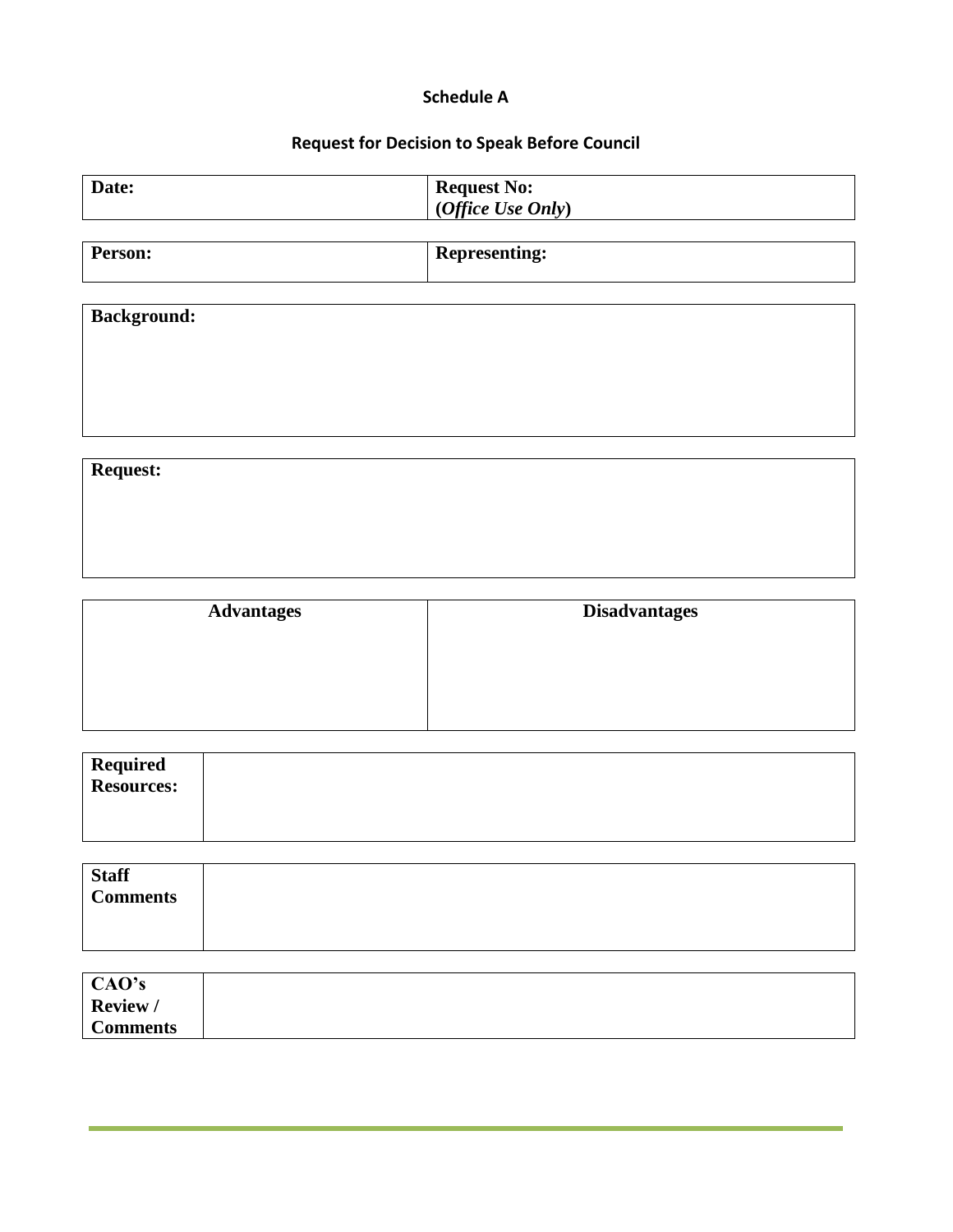**Schedule A**

**Request for Decision to Speak Before Council**

| | |
|---|---|
| **Date:** | **Request No:** **(*Office Use Only*)** |

| | |
|---|---|
| **Person:** | **Representing:** |

| |
|---|
| **Background:** |

| |
|---|
| **Request:** |

| **Advantages** | **Disadvantages** |
|---|---|
| | |

| | |
|---|---|
| **Required Resources:** | |

| | |
|---|---|
| **Staff Comments** | |

| | |
|---|---|
| **CAO's Review / Comments** | |